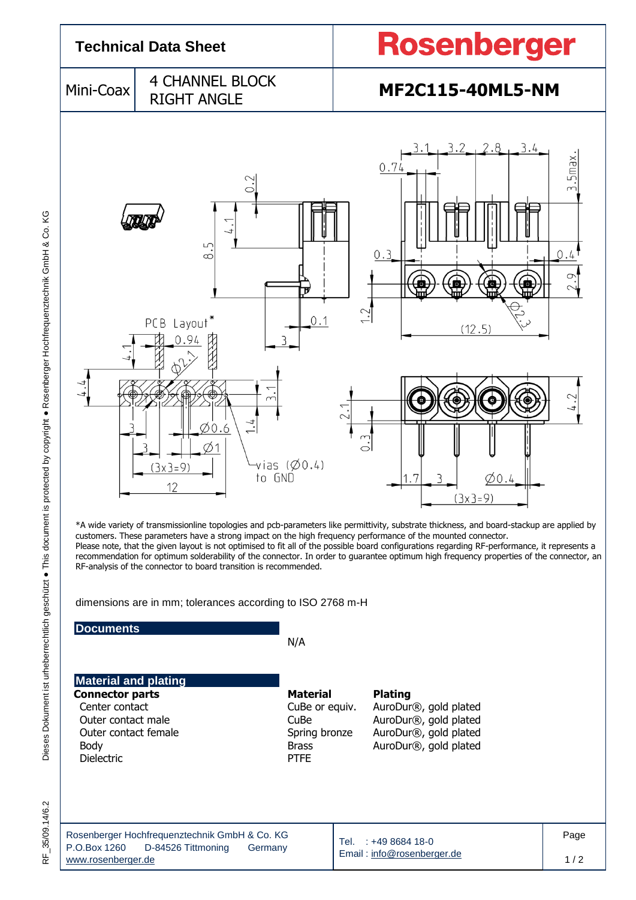# Technical Data Sheet

**Rosenberger**

| Mini-Coax | 4 CHANNEL BLOCK RIGHT ANGLE | **MF2C115-40ML5-NM** |
|---|---|---|

*A wide variety of transmissionline topologies and pcb-parameters like permittivity, substrate thickness, and board-stackup are applied by customers. These parameters have a strong impact on the high frequency performance of the mounted connector.
Please note, that the given layout is not optimised to fit all of the possible board configurations regarding RF-performance, it represents a recommendation for optimum solderability of the connector. In order to guarantee optimum high frequency properties of the connector, an RF-analysis of the connector to board transition is recommended.

dimensions are in mm; tolerances according to ISO 2768 m-H

## Documents

N/A

## Material and plating

| **Connector parts** | **Material** | **Plating** |
|---|---|---|
| Center contact | CuBe or equiv. | AuroDur®, gold plated |
| Outer contact male | CuBe | AuroDur®, gold plated |
| Outer contact female | Spring bronze | AuroDur®, gold plated |
| Body | Brass | AuroDur®, gold plated |
| Dielectric | PTFE | |

Rosenberger Hochfrequenztechnik GmbH & Co. KG
P.O.Box 1260 D-84526 Tittmoning Germany
www.rosenberger.de

Tel. : +49 8684 18-0
Email : info@rosenberger.de

RF_35/09.14/6.2

Dieses Dokument ist urheberrechtlich geschützt ● This document is protected by copyright ● Rosenberger Hochfrequenztechnik GmbH & Co. KG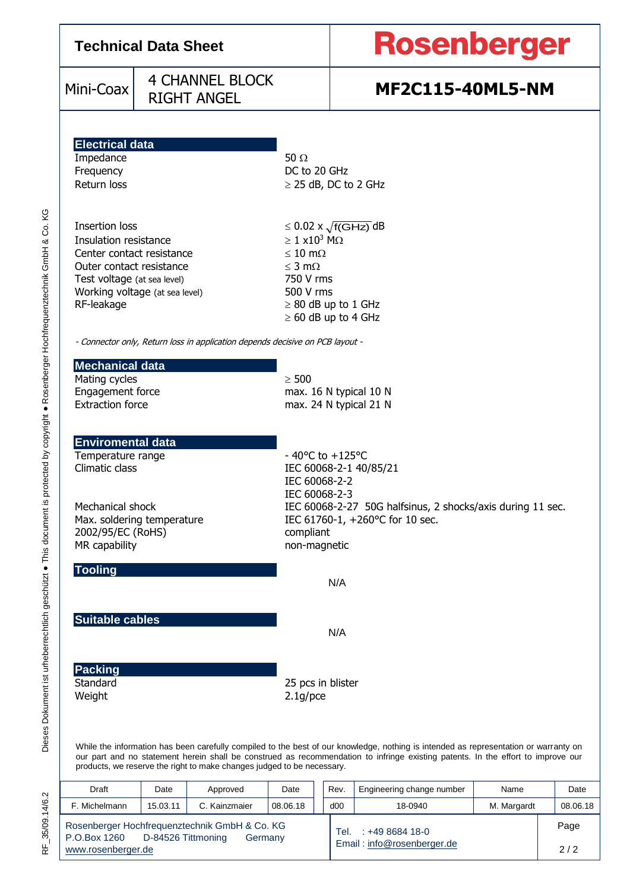**Technical Data Sheet**

# Rosenberger

| Mini-Coax | 4 CHANNEL BLOCK RIGHT ANGEL | MF2C115-40ML5-NM |
|---|---|---|

## Electrical data

| | |
|---|---|
| Impedance | 50 Ω |
| Frequency | DC to 20 GHz |
| Return loss | ≥ 25 dB, DC to 2 GHz |
| | |
| Insertion loss | ≤ 0.02 x $\sqrt{f(GHz)}$ dB |
| Insulation resistance | ≥ 1 x$10^3$ MΩ |
| Center contact resistance | ≤ 10 mΩ |
| Outer contact resistance | ≤ 3 mΩ |
| Test voltage (at sea level) | 750 V rms |
| Working voltage (at sea level) | 500 V rms |
| RF-leakage | ≥ 80 dB up to 1 GHz<br>≥ 60 dB up to 4 GHz |

*- Connector only, Return loss in application depends decisive on PCB layout -*

## Mechanical data

| | |
|---|---|
| Mating cycles | ≥ 500 |
| Engagement force | max. 16 N typical 10 N |
| Extraction force | max. 24 N typical 21 N |

## Enviromental data

| | |
|---|---|
| Temperature range | - 40°C to +125°C |
| Climatic class | IEC 60068-2-1 40/85/21<br>IEC 60068-2-2<br>IEC 60068-2-3 |
| Mechanical shock | IEC 60068-2-27 50G halfsinus, 2 shocks/axis during 11 sec. |
| Max. soldering temperature | IEC 61760-1, +260°C for 10 sec. |
| 2002/95/EC (RoHS) | compliant |
| MR capability | non-magnetic |

## Tooling

N/A

## Suitable cables

N/A

## Packing

| | |
|---|---|
| Standard | 25 pcs in blister |
| Weight | 2.1g/pce |

While the information has been carefully compiled to the best of our knowledge, nothing is intended as representation or warranty on our part and no statement herein shall be construed as recommendation to infringe existing patents. In the effort to improve our products, we reserve the right to make changes judged to be necessary.

| Draft | Date | Approved | Date | Rev. | Engineering change number | Name | Date |
|---|---|---|---|---|---|---|---|
| F. Michelmann | 15.03.11 | C. Kainzmaier | 08.06.18 | d00 | 18-0940 | M. Margardt | 08.06.18 |

Rosenberger Hochfrequenztechnik GmbH & Co. KG
P.O.Box 1260 D-84526 Tittmoning Germany
www.rosenberger.de

Tel. : +49 8684 18-0
Email : info@rosenberger.de

RF_35/09.14/6.2

Dieses Dokument ist urheberrechtlich geschützt ● This document is protected by copyright ● Rosenberger Hochfrequenztechnik GmbH & Co. KG